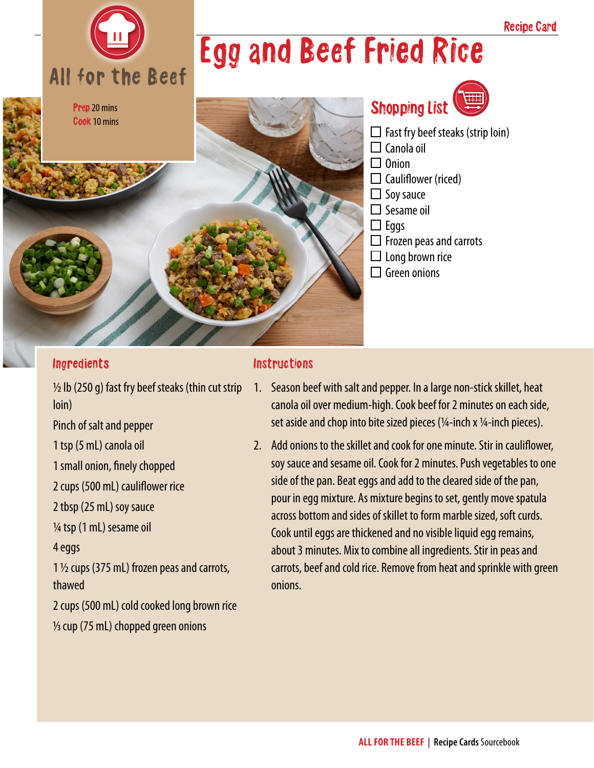Recipe Card

# Egg and Beef Fried Rice

All for the Beef

**Prep** 20 mins
**Cook** 10 mins

## Shopping List

- ☐ Fast fry beef steaks (strip loin)
- ☐ Canola oil
- ☐ Onion
- ☐ Cauliflower (riced)
- ☐ Soy sauce
- ☐ Sesame oil
- ☐ Eggs
- ☐ Frozen peas and carrots
- ☐ Long brown rice
- ☐ Green onions

## Ingredients

½ lb (250 g) fast fry beef steaks (thin cut strip loin)

Pinch of salt and pepper

1 tsp (5 mL) canola oil

1 small onion, finely chopped

2 cups (500 mL) cauliflower rice

2 tbsp (25 mL) soy sauce

¼ tsp (1 mL) sesame oil

4 eggs

1 ½ cups (375 mL) frozen peas and carrots, thawed

2 cups (500 mL) cold cooked long brown rice

⅓ cup (75 mL) chopped green onions

## Instructions

1. Season beef with salt and pepper. In a large non-stick skillet, heat canola oil over medium-high. Cook beef for 2 minutes on each side, set aside and chop into bite sized pieces (¼-inch x ¼-inch pieces).
2. Add onions to the skillet and cook for one minute. Stir in cauliflower, soy sauce and sesame oil. Cook for 2 minutes. Push vegetables to one side of the pan. Beat eggs and add to the cleared side of the pan, pour in egg mixture. As mixture begins to set, gently move spatula across bottom and sides of skillet to form marble sized, soft curds. Cook until eggs are thickened and no visible liquid egg remains, about 3 minutes. Mix to combine all ingredients. Stir in peas and carrots, beef and cold rice. Remove from heat and sprinkle with green onions.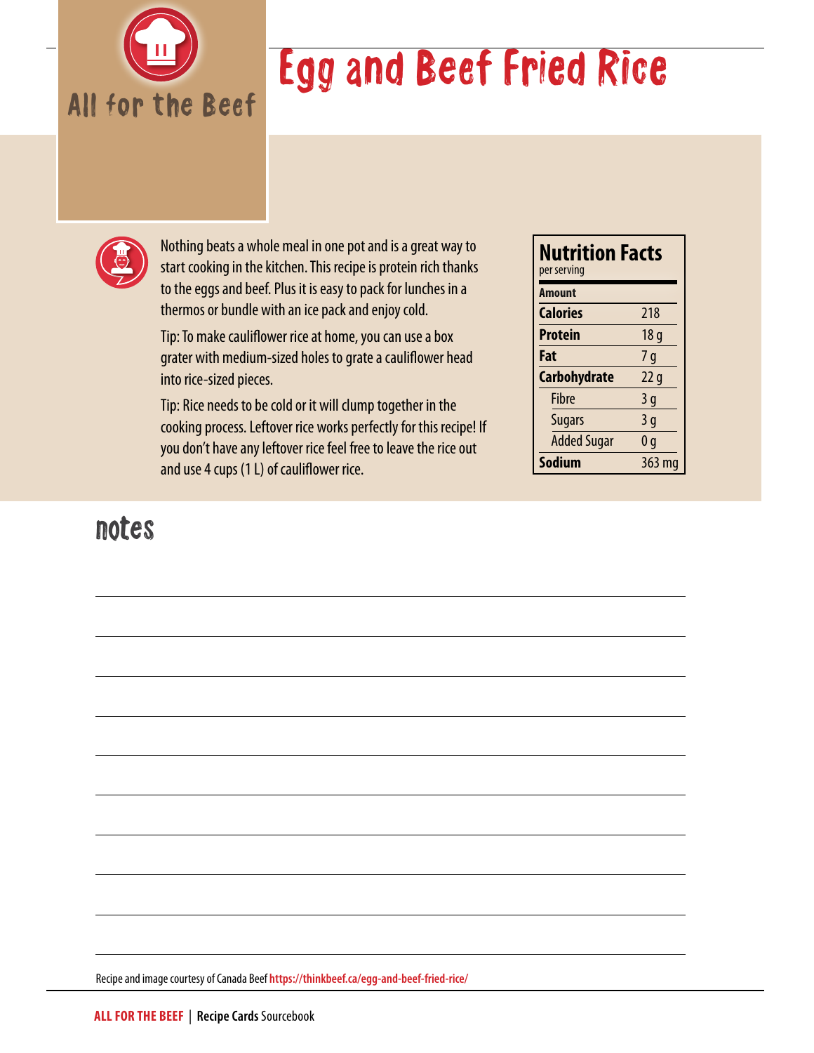All for the Beef

# Egg and Beef Fried Rice

Nothing beats a whole meal in one pot and is a great way to start cooking in the kitchen. This recipe is protein rich thanks to the eggs and beef. Plus it is easy to pack for lunches in a thermos or bundle with an ice pack and enjoy cold.

Tip: To make cauliflower rice at home, you can use a box grater with medium-sized holes to grate a cauliflower head into rice-sized pieces.

Tip: Rice needs to be cold or it will clump together in the cooking process. Leftover rice works perfectly for this recipe! If you don't have any leftover rice feel free to leave the rice out and use 4 cups (1 L) of cauliflower rice.

**Nutrition Facts**
per serving

| Amount | |
|---|---|
| **Calories** | 218 |
| **Protein** | 18 g |
| **Fat** | 7 g |
| **Carbohydrate** | 22 g |
| Fibre | 3 g |
| Sugars | 3 g |
| Added Sugar | 0 g |
| **Sodium** | 363 mg |

## notes

Recipe and image courtesy of Canada Beef https://thinkbeef.ca/egg-and-beef-fried-rice/